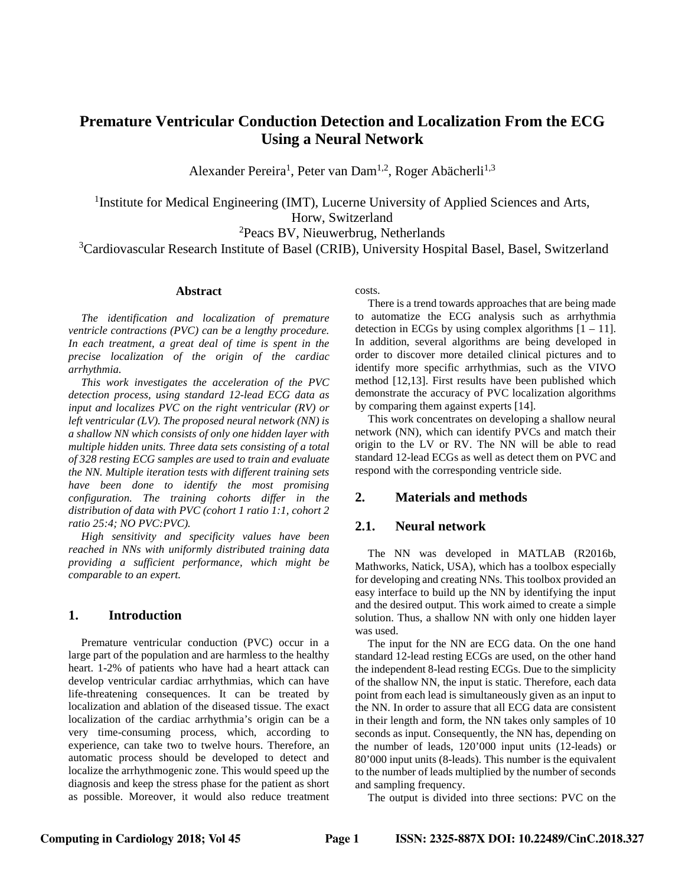# Premature Ventricular Conduction Detection and Localization From the ECG Using a Neural Network

Alexander Pereira[1], Peter van Dam[1,2], Roger Abächerli[1,3]

[1]Institute for Medical Engineering (IMT), Lucerne University of Applied Sciences and Arts, Horw, Switzerland
[2]Peacs BV, Nieuwerbrug, Netherlands
[3]Cardiovascular Research Institute of Basel (CRIB), University Hospital Basel, Basel, Switzerland

## Abstract

*The identification and localization of premature ventricle contractions (PVC) can be a lengthy procedure. In each treatment, a great deal of time is spent in the precise localization of the origin of the cardiac arrhythmia.*

*This work investigates the acceleration of the PVC detection process, using standard 12-lead ECG data as input and localizes PVC on the right ventricular (RV) or left ventricular (LV). The proposed neural network (NN) is a shallow NN which consists of only one hidden layer with multiple hidden units. Three data sets consisting of a total of 328 resting ECG samples are used to train and evaluate the NN. Multiple iteration tests with different training sets have been done to identify the most promising configuration. The training cohorts differ in the distribution of data with PVC (cohort 1 ratio 1:1, cohort 2 ratio 25:4; NO PVC:PVC).*

*High sensitivity and specificity values have been reached in NNs with uniformly distributed training data providing a sufficient performance, which might be comparable to an expert.*

## 1. Introduction

Premature ventricular conduction (PVC) occur in a large part of the population and are harmless to the healthy heart. 1-2% of patients who have had a heart attack can develop ventricular cardiac arrhythmias, which can have life-threatening consequences. It can be treated by localization and ablation of the diseased tissue. The exact localization of the cardiac arrhythmia's origin can be a very time-consuming process, which, according to experience, can take two to twelve hours. Therefore, an automatic process should be developed to detect and localize the arrhythmogenic zone. This would speed up the diagnosis and keep the stress phase for the patient as short as possible. Moreover, it would also reduce treatment costs.

There is a trend towards approaches that are being made to automatize the ECG analysis such as arrhythmia detection in ECGs by using complex algorithms [1 – 11]. In addition, several algorithms are being developed in order to discover more detailed clinical pictures and to identify more specific arrhythmias, such as the VIVO method [12,13]. First results have been published which demonstrate the accuracy of PVC localization algorithms by comparing them against experts [14].

This work concentrates on developing a shallow neural network (NN), which can identify PVCs and match their origin to the LV or RV. The NN will be able to read standard 12-lead ECGs as well as detect them on PVC and respond with the corresponding ventricle side.

## 2. Materials and methods

### 2.1. Neural network

The NN was developed in MATLAB (R2016b, Mathworks, Natick, USA), which has a toolbox especially for developing and creating NNs. This toolbox provided an easy interface to build up the NN by identifying the input and the desired output. This work aimed to create a simple solution. Thus, a shallow NN with only one hidden layer was used.

The input for the NN are ECG data. On the one hand standard 12-lead resting ECGs are used, on the other hand the independent 8-lead resting ECGs. Due to the simplicity of the shallow NN, the input is static. Therefore, each data point from each lead is simultaneously given as an input to the NN. In order to assure that all ECG data are consistent in their length and form, the NN takes only samples of 10 seconds as input. Consequently, the NN has, depending on the number of leads, 120'000 input units (12-leads) or 80'000 input units (8-leads). This number is the equivalent to the number of leads multiplied by the number of seconds and sampling frequency.

The output is divided into three sections: PVC on the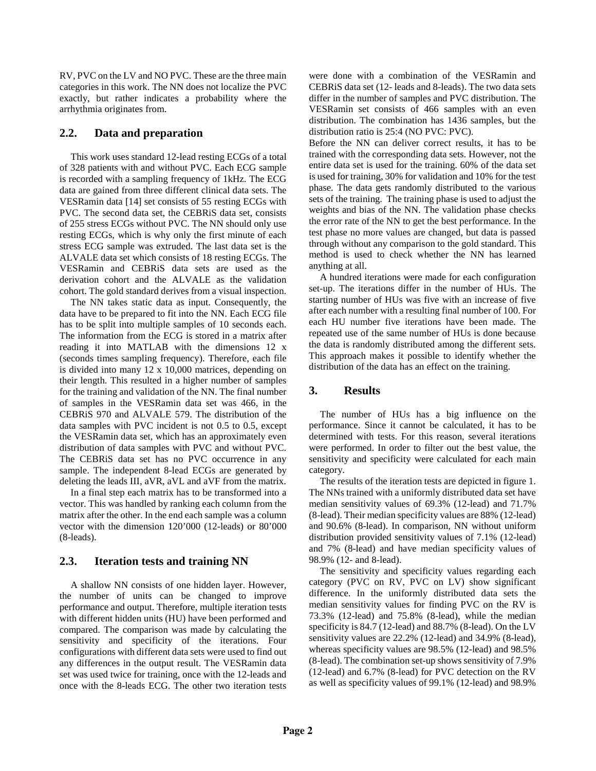RV, PVC on the LV and NO PVC. These are the three main categories in this work. The NN does not localize the PVC exactly, but rather indicates a probability where the arrhythmia originates from.

## 2.2. Data and preparation

This work uses standard 12-lead resting ECGs of a total of 328 patients with and without PVC. Each ECG sample is recorded with a sampling frequency of 1kHz. The ECG data are gained from three different clinical data sets. The VESRamin data [14] set consists of 55 resting ECGs with PVC. The second data set, the CEBRiS data set, consists of 255 stress ECGs without PVC. The NN should only use resting ECGs, which is why only the first minute of each stress ECG sample was extruded. The last data set is the ALVALE data set which consists of 18 resting ECGs. The VESRamin and CEBRiS data sets are used as the derivation cohort and the ALVALE as the validation cohort. The gold standard derives from a visual inspection.

The NN takes static data as input. Consequently, the data have to be prepared to fit into the NN. Each ECG file has to be split into multiple samples of 10 seconds each. The information from the ECG is stored in a matrix after reading it into MATLAB with the dimensions 12 x (seconds times sampling frequency). Therefore, each file is divided into many 12 x 10,000 matrices, depending on their length. This resulted in a higher number of samples for the training and validation of the NN. The final number of samples in the VESRamin data set was 466, in the CEBRiS 970 and ALVALE 579. The distribution of the data samples with PVC incident is not 0.5 to 0.5, except the VESRamin data set, which has an approximately even distribution of data samples with PVC and without PVC. The CEBRiS data set has no PVC occurrence in any sample. The independent 8-lead ECGs are generated by deleting the leads III, aVR, aVL and aVF from the matrix.

In a final step each matrix has to be transformed into a vector. This was handled by ranking each column from the matrix after the other. In the end each sample was a column vector with the dimension 120'000 (12-leads) or 80'000 (8-leads).

## 2.3. Iteration tests and training NN

A shallow NN consists of one hidden layer. However, the number of units can be changed to improve performance and output. Therefore, multiple iteration tests with different hidden units (HU) have been performed and compared. The comparison was made by calculating the sensitivity and specificity of the iterations. Four configurations with different data sets were used to find out any differences in the output result. The VESRamin data set was used twice for training, once with the 12-leads and once with the 8-leads ECG. The other two iteration tests were done with a combination of the VESRamin and CEBRiS data set (12- leads and 8-leads). The two data sets differ in the number of samples and PVC distribution. The VESRamin set consists of 466 samples with an even distribution. The combination has 1436 samples, but the distribution ratio is 25:4 (NO PVC: PVC).

Before the NN can deliver correct results, it has to be trained with the corresponding data sets. However, not the entire data set is used for the training. 60% of the data set is used for training, 30% for validation and 10% for the test phase. The data gets randomly distributed to the various sets of the training. The training phase is used to adjust the weights and bias of the NN. The validation phase checks the error rate of the NN to get the best performance. In the test phase no more values are changed, but data is passed through without any comparison to the gold standard. This method is used to check whether the NN has learned anything at all.

A hundred iterations were made for each configuration set-up. The iterations differ in the number of HUs. The starting number of HUs was five with an increase of five after each number with a resulting final number of 100. For each HU number five iterations have been made. The repeated use of the same number of HUs is done because the data is randomly distributed among the different sets. This approach makes it possible to identify whether the distribution of the data has an effect on the training.

# 3. Results

The number of HUs has a big influence on the performance. Since it cannot be calculated, it has to be determined with tests. For this reason, several iterations were performed. In order to filter out the best value, the sensitivity and specificity were calculated for each main category.

The results of the iteration tests are depicted in figure 1. The NNs trained with a uniformly distributed data set have median sensitivity values of 69.3% (12-lead) and 71.7% (8-lead). Their median specificity values are 88% (12-lead) and 90.6% (8-lead). In comparison, NN without uniform distribution provided sensitivity values of 7.1% (12-lead) and 7% (8-lead) and have median specificity values of 98.9% (12- and 8-lead).

The sensitivity and specificity values regarding each category (PVC on RV, PVC on LV) show significant difference. In the uniformly distributed data sets the median sensitivity values for finding PVC on the RV is 73.3% (12-lead) and 75.8% (8-lead), while the median specificity is 84.7 (12-lead) and 88.7% (8-lead). On the LV sensitivity values are 22.2% (12-lead) and 34.9% (8-lead), whereas specificity values are 98.5% (12-lead) and 98.5% (8-lead). The combination set-up shows sensitivity of 7.9% (12-lead) and 6.7% (8-lead) for PVC detection on the RV as well as specificity values of 99.1% (12-lead) and 98.9%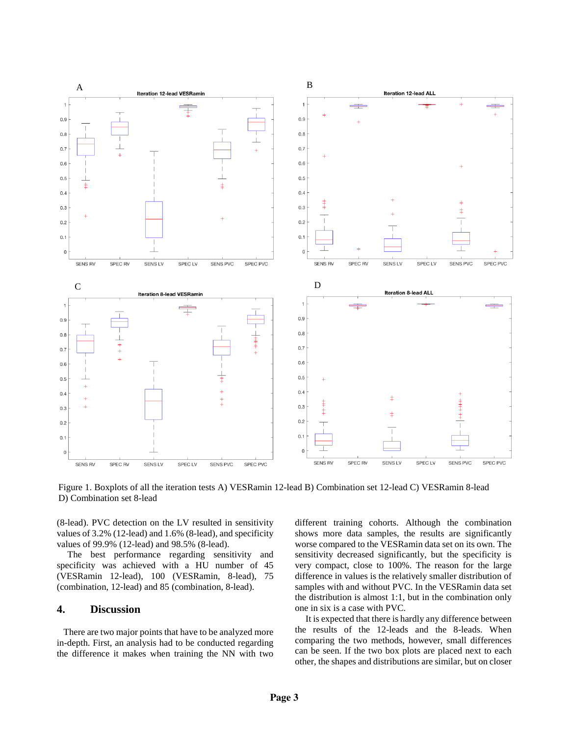Figure 1. Boxplots of all the iteration tests A) VESRamin 12-lead B) Combination set 12-lead C) VESRamin 8-lead D) Combination set 8-lead

(8-lead). PVC detection on the LV resulted in sensitivity values of 3.2% (12-lead) and 1.6% (8-lead), and specificity values of 99.9% (12-lead) and 98.5% (8-lead).

The best performance regarding sensitivity and specificity was achieved with a HU number of 45 (VESRamin 12-lead), 100 (VESRamin, 8-lead), 75 (combination, 12-lead) and 85 (combination, 8-lead).

## 4. Discussion

There are two major points that have to be analyzed more in-depth. First, an analysis had to be conducted regarding the difference it makes when training the NN with two different training cohorts. Although the combination shows more data samples, the results are significantly worse compared to the VESRamin data set on its own. The sensitivity decreased significantly, but the specificity is very compact, close to 100%. The reason for the large difference in values is the relatively smaller distribution of samples with and without PVC. In the VESRamin data set the distribution is almost 1:1, but in the combination only one in six is a case with PVC.

It is expected that there is hardly any difference between the results of the 12-leads and the 8-leads. When comparing the two methods, however, small differences can be seen. If the two box plots are placed next to each other, the shapes and distributions are similar, but on closer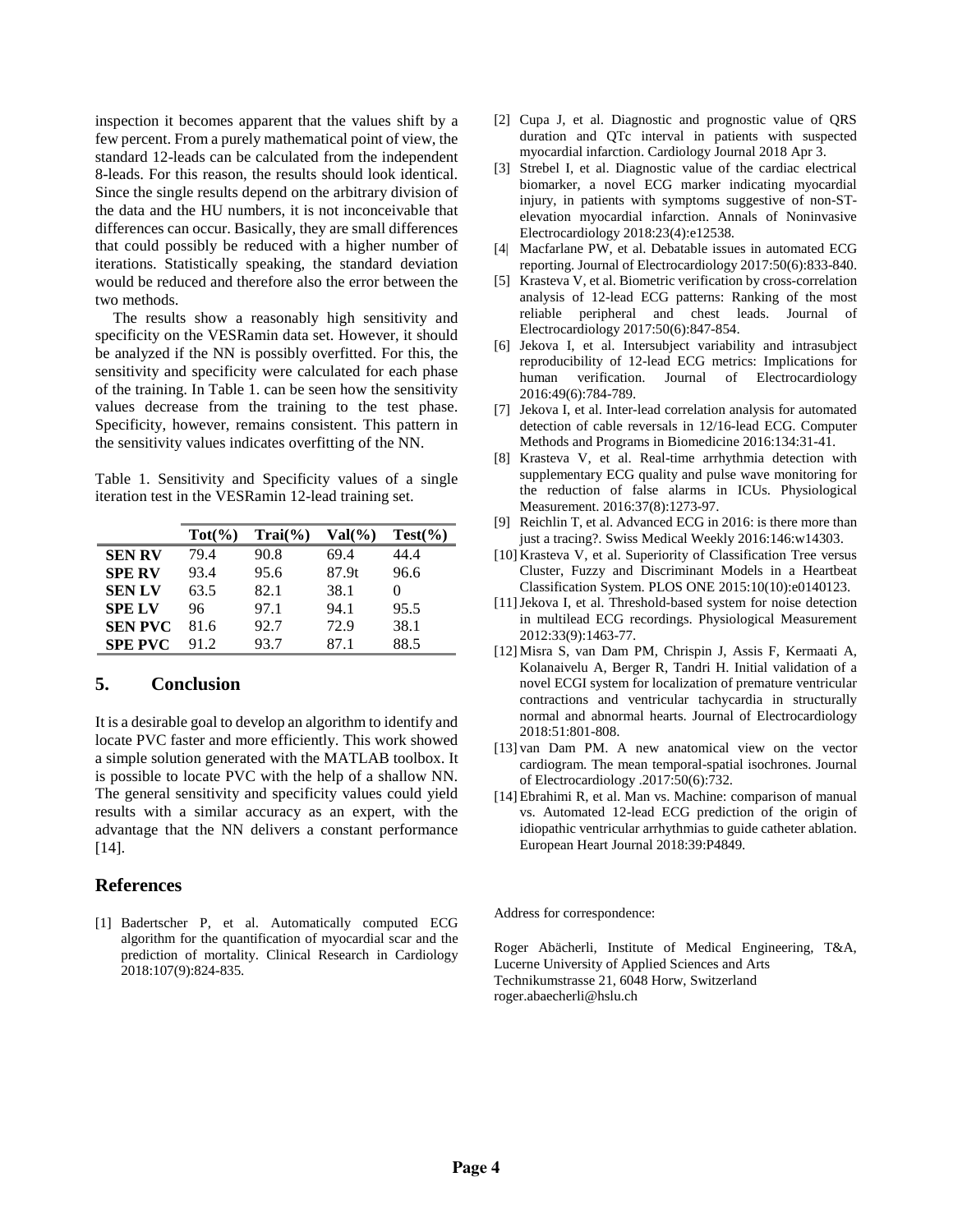inspection it becomes apparent that the values shift by a few percent. From a purely mathematical point of view, the standard 12-leads can be calculated from the independent 8-leads. For this reason, the results should look identical. Since the single results depend on the arbitrary division of the data and the HU numbers, it is not inconceivable that differences can occur. Basically, they are small differences that could possibly be reduced with a higher number of iterations. Statistically speaking, the standard deviation would be reduced and therefore also the error between the two methods.

The results show a reasonably high sensitivity and specificity on the VESRamin data set. However, it should be analyzed if the NN is possibly overfitted. For this, the sensitivity and specificity were calculated for each phase of the training. In Table 1. can be seen how the sensitivity values decrease from the training to the test phase. Specificity, however, remains consistent. This pattern in the sensitivity values indicates overfitting of the NN.

Table 1. Sensitivity and Specificity values of a single iteration test in the VESRamin 12-lead training set.

| | Tot(%) | Trai(%) | Val(%) | Test(%) |
|---|---|---|---|---|
| **SEN RV** | 79.4 | 90.8 | 69.4 | 44.4 |
| **SPE RV** | 93.4 | 95.6 | 87.9t | 96.6 |
| **SEN LV** | 63.5 | 82.1 | 38.1 | 0 |
| **SPE LV** | 96 | 97.1 | 94.1 | 95.5 |
| **SEN PVC** | 81.6 | 92.7 | 72.9 | 38.1 |
| **SPE PVC** | 91.2 | 93.7 | 87.1 | 88.5 |

## 5. Conclusion

It is a desirable goal to develop an algorithm to identify and locate PVC faster and more efficiently. This work showed a simple solution generated with the MATLAB toolbox. It is possible to locate PVC with the help of a shallow NN. The general sensitivity and specificity values could yield results with a similar accuracy as an expert, with the advantage that the NN delivers a constant performance [14].

## References

[1] Badertscher P, et al. Automatically computed ECG algorithm for the quantification of myocardial scar and the prediction of mortality. Clinical Research in Cardiology 2018:107(9):824-835.

[2] Cupa J, et al. Diagnostic and prognostic value of QRS duration and QTc interval in patients with suspected myocardial infarction. Cardiology Journal 2018 Apr 3.

[3] Strebel I, et al. Diagnostic value of the cardiac electrical biomarker, a novel ECG marker indicating myocardial injury, in patients with symptoms suggestive of non-ST-elevation myocardial infarction. Annals of Noninvasive Electrocardiology 2018:23(4):e12538.

[4] Macfarlane PW, et al. Debatable issues in automated ECG reporting. Journal of Electrocardiology 2017:50(6):833-840.

[5] Krasteva V, et al. Biometric verification by cross-correlation analysis of 12-lead ECG patterns: Ranking of the most reliable peripheral and chest leads. Journal of Electrocardiology 2017:50(6):847-854.

[6] Jekova I, et al. Intersubject variability and intrasubject reproducibility of 12-lead ECG metrics: Implications for human verification. Journal of Electrocardiology 2016:49(6):784-789.

[7] Jekova I, et al. Inter-lead correlation analysis for automated detection of cable reversals in 12/16-lead ECG. Computer Methods and Programs in Biomedicine 2016:134:31-41.

[8] Krasteva V, et al. Real-time arrhythmia detection with supplementary ECG quality and pulse wave monitoring for the reduction of false alarms in ICUs. Physiological Measurement. 2016:37(8):1273-97.

[9] Reichlin T, et al. Advanced ECG in 2016: is there more than just a tracing?. Swiss Medical Weekly 2016:146:w14303.

[10] Krasteva V, et al. Superiority of Classification Tree versus Cluster, Fuzzy and Discriminant Models in a Heartbeat Classification System. PLOS ONE 2015:10(10):e0140123.

[11] Jekova I, et al. Threshold-based system for noise detection in multilead ECG recordings. Physiological Measurement 2012:33(9):1463-77.

[12] Misra S, van Dam PM, Chrispin J, Assis F, Kermaati A, Kolanaivelu A, Berger R, Tandri H. Initial validation of a novel ECGI system for localization of premature ventricular contractions and ventricular tachycardia in structurally normal and abnormal hearts. Journal of Electrocardiology 2018:51:801-808.

[13] van Dam PM. A new anatomical view on the vector cardiogram. The mean temporal-spatial isochrones. Journal of Electrocardiology .2017:50(6):732.

[14] Ebrahimi R, et al. Man vs. Machine: comparison of manual vs. Automated 12-lead ECG prediction of the origin of idiopathic ventricular arrhythmias to guide catheter ablation. European Heart Journal 2018:39:P4849.

Address for correspondence:

Roger Abächerli, Institute of Medical Engineering, T&A, Lucerne University of Applied Sciences and Arts
Technikumstrasse 21, 6048 Horw, Switzerland
roger.abaecherli@hslu.ch